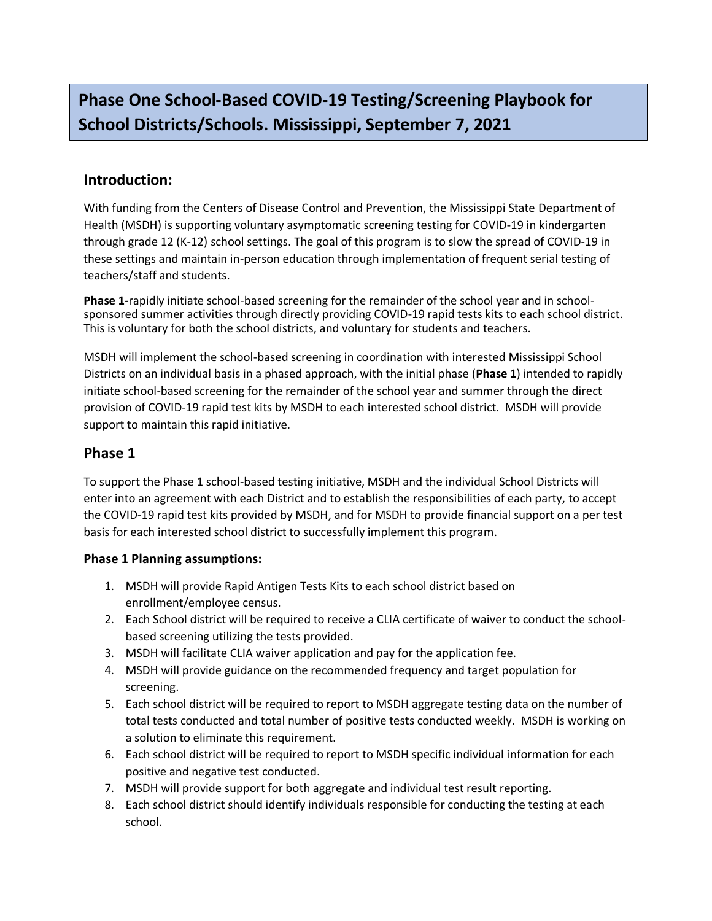# Phase One School-Based COVID-19 Testing/Screening Playbook for School Districts/Schools. Mississippi, September 7, 2021

## Introduction:

With funding from the Centers of Disease Control and Prevention, the Mississippi State Department of Health (MSDH) is supporting voluntary asymptomatic screening testing for COVID-19 in kindergarten through grade 12 (K-12) school settings. The goal of this program is to slow the spread of COVID-19 in these settings and maintain in-person education through implementation of frequent serial testing of teachers/staff and students.

**Phase 1-**rapidly initiate school-based screening for the remainder of the school year and in school-sponsored summer activities through directly providing COVID-19 rapid tests kits to each school district. This is voluntary for both the school districts, and voluntary for students and teachers.

MSDH will implement the school-based screening in coordination with interested Mississippi School Districts on an individual basis in a phased approach, with the initial phase (**Phase 1**) intended to rapidly initiate school-based screening for the remainder of the school year and summer through the direct provision of COVID-19 rapid test kits by MSDH to each interested school district. MSDH will provide support to maintain this rapid initiative.

## Phase 1

To support the Phase 1 school-based testing initiative, MSDH and the individual School Districts will enter into an agreement with each District and to establish the responsibilities of each party, to accept the COVID-19 rapid test kits provided by MSDH, and for MSDH to provide financial support on a per test basis for each interested school district to successfully implement this program.

### Phase 1 Planning assumptions:

1. MSDH will provide Rapid Antigen Tests Kits to each school district based on enrollment/employee census.
2. Each School district will be required to receive a CLIA certificate of waiver to conduct the school-based screening utilizing the tests provided.
3. MSDH will facilitate CLIA waiver application and pay for the application fee.
4. MSDH will provide guidance on the recommended frequency and target population for screening.
5. Each school district will be required to report to MSDH aggregate testing data on the number of total tests conducted and total number of positive tests conducted weekly. MSDH is working on a solution to eliminate this requirement.
6. Each school district will be required to report to MSDH specific individual information for each positive and negative test conducted.
7. MSDH will provide support for both aggregate and individual test result reporting.
8. Each school district should identify individuals responsible for conducting the testing at each school.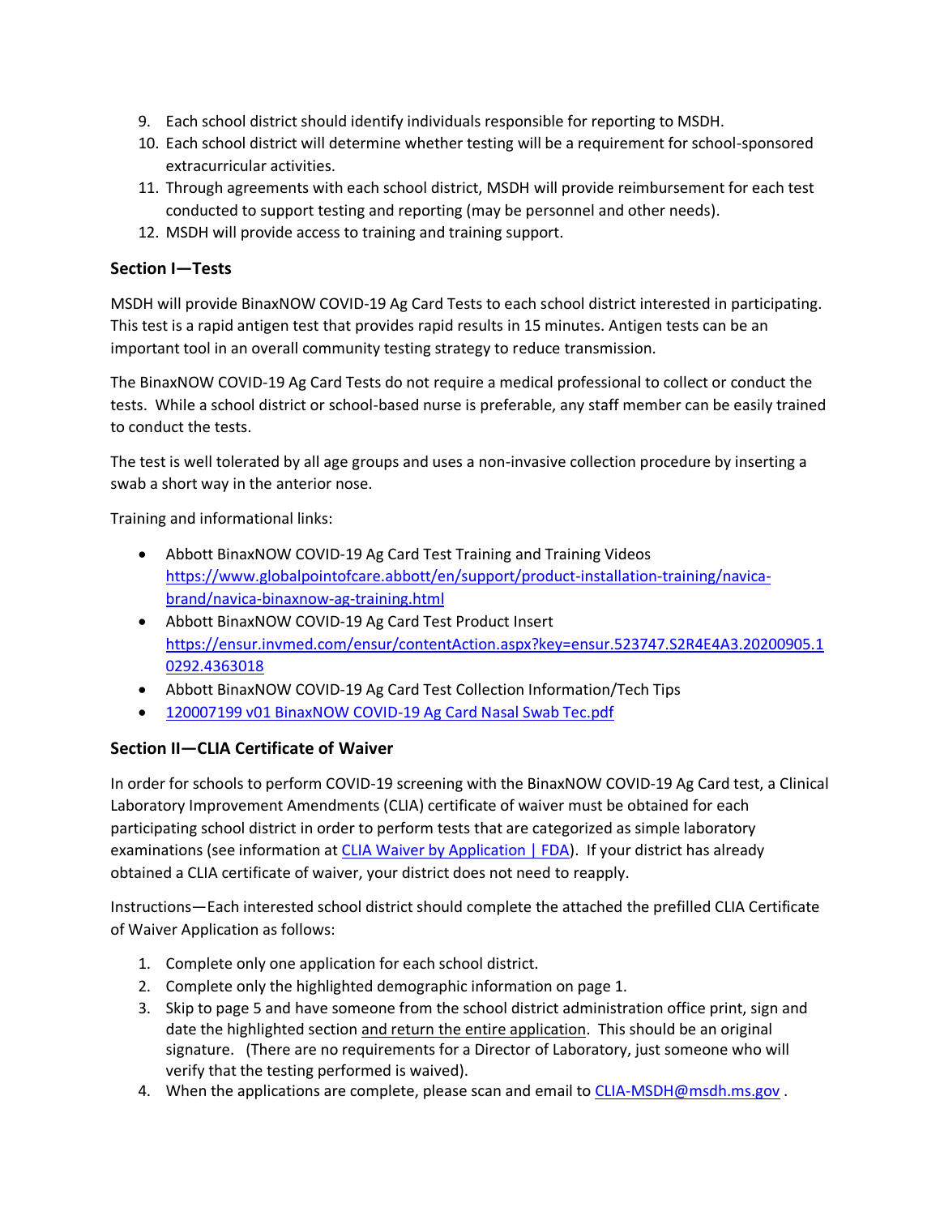9. Each school district should identify individuals responsible for reporting to MSDH.
10. Each school district will determine whether testing will be a requirement for school-sponsored extracurricular activities.
11. Through agreements with each school district, MSDH will provide reimbursement for each test conducted to support testing and reporting (may be personnel and other needs).
12. MSDH will provide access to training and training support.

### Section I—Tests

MSDH will provide BinaxNOW COVID-19 Ag Card Tests to each school district interested in participating. This test is a rapid antigen test that provides rapid results in 15 minutes. Antigen tests can be an important tool in an overall community testing strategy to reduce transmission.

The BinaxNOW COVID-19 Ag Card Tests do not require a medical professional to collect or conduct the tests. While a school district or school-based nurse is preferable, any staff member can be easily trained to conduct the tests.

The test is well tolerated by all age groups and uses a non-invasive collection procedure by inserting a swab a short way in the anterior nose.

Training and informational links:

- Abbott BinaxNOW COVID-19 Ag Card Test Training and Training Videos [https://www.globalpointofcare.abbott/en/support/product-installation-training/navica-brand/navica-binaxnow-ag-training.html](https://www.globalpointofcare.abbott/en/support/product-installation-training/navica-brand/navica-binaxnow-ag-training.html)
- Abbott BinaxNOW COVID-19 Ag Card Test Product Insert [https://ensur.invmed.com/ensur/contentAction.aspx?key=ensur.523747.S2R4E4A3.20200905.10292.4363018](https://ensur.invmed.com/ensur/contentAction.aspx?key=ensur.523747.S2R4E4A3.20200905.10292.4363018)
- Abbott BinaxNOW COVID-19 Ag Card Test Collection Information/Tech Tips
- 120007199 v01 BinaxNOW COVID-19 Ag Card Nasal Swab Tec.pdf

### Section II—CLIA Certificate of Waiver

In order for schools to perform COVID-19 screening with the BinaxNOW COVID-19 Ag Card test, a Clinical Laboratory Improvement Amendments (CLIA) certificate of waiver must be obtained for each participating school district in order to perform tests that are categorized as simple laboratory examinations (see information at CLIA Waiver by Application | FDA). If your district has already obtained a CLIA certificate of waiver, your district does not need to reapply.

Instructions—Each interested school district should complete the attached the prefilled CLIA Certificate of Waiver Application as follows:

1. Complete only one application for each school district.
2. Complete only the highlighted demographic information on page 1.
3. Skip to page 5 and have someone from the school district administration office print, sign and date the highlighted section and return the entire application. This should be an original signature. (There are no requirements for a Director of Laboratory, just someone who will verify that the testing performed is waived).
4. When the applications are complete, please scan and email to CLIA-MSDH@msdh.ms.gov .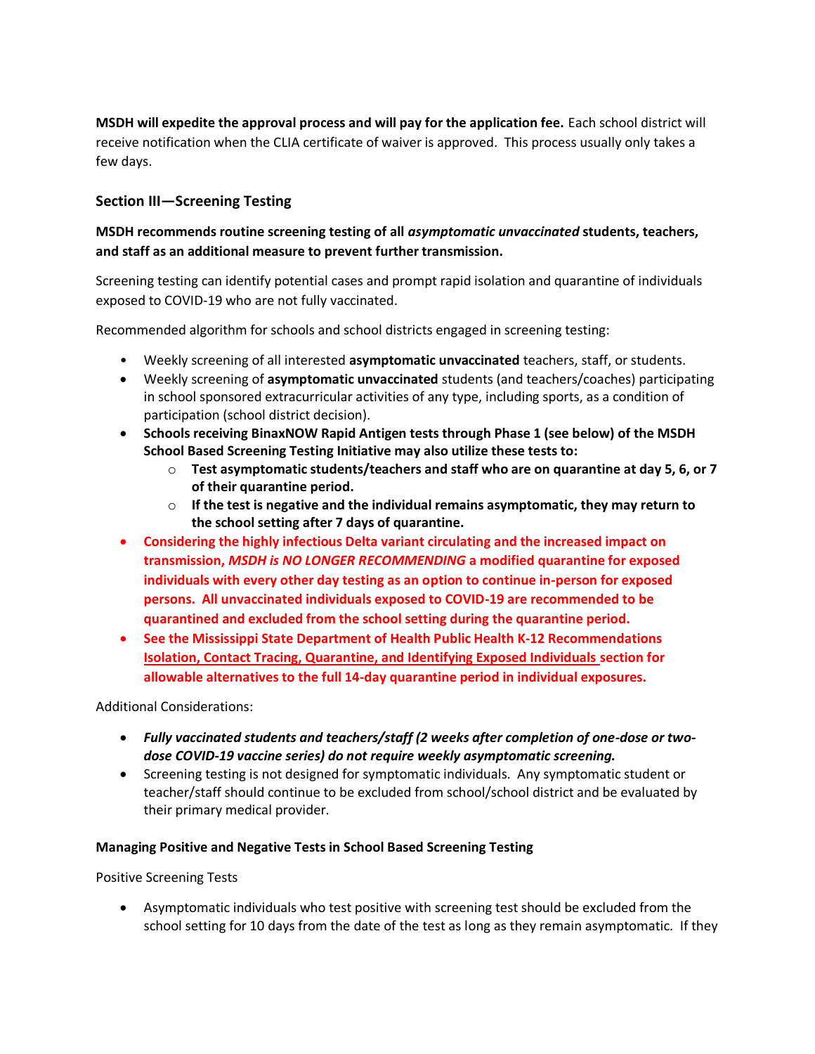**MSDH will expedite the approval process and will pay for the application fee.** Each school district will receive notification when the CLIA certificate of waiver is approved. This process usually only takes a few days.

## Section III—Screening Testing

**MSDH recommends routine screening testing of all *asymptomatic unvaccinated* students, teachers, and staff as an additional measure to prevent further transmission.**

Screening testing can identify potential cases and prompt rapid isolation and quarantine of individuals exposed to COVID-19 who are not fully vaccinated.

Recommended algorithm for schools and school districts engaged in screening testing:

- Weekly screening of all interested **asymptomatic unvaccinated** teachers, staff, or students.
- Weekly screening of **asymptomatic unvaccinated** students (and teachers/coaches) participating in school sponsored extracurricular activities of any type, including sports, as a condition of participation (school district decision).
- **Schools receiving BinaxNOW Rapid Antigen tests through Phase 1 (see below) of the MSDH School Based Screening Testing Initiative may also utilize these tests to:**
  - **Test asymptomatic students/teachers and staff who are on quarantine at day 5, 6, or 7 of their quarantine period.**
  - **If the test is negative and the individual remains asymptomatic, they may return to the school setting after 7 days of quarantine.**
- **Considering the highly infectious Delta variant circulating and the increased impact on transmission, *MSDH is NO LONGER RECOMMENDING* a modified quarantine for exposed individuals with every other day testing as an option to continue in-person for exposed persons. All unvaccinated individuals exposed to COVID-19 are recommended to be quarantined and excluded from the school setting during the quarantine period.**
- **See the Mississippi State Department of Health Public Health K-12 Recommendations Isolation, Contact Tracing, Quarantine, and Identifying Exposed Individuals section for allowable alternatives to the full 14-day quarantine period in individual exposures.**

Additional Considerations:

- ***Fully vaccinated students and teachers/staff (2 weeks after completion of one-dose or two-dose COVID-19 vaccine series) do not require weekly asymptomatic screening.***
- Screening testing is not designed for symptomatic individuals. Any symptomatic student or teacher/staff should continue to be excluded from school/school district and be evaluated by their primary medical provider.

### Managing Positive and Negative Tests in School Based Screening Testing

Positive Screening Tests

- Asymptomatic individuals who test positive with screening test should be excluded from the school setting for 10 days from the date of the test as long as they remain asymptomatic. If they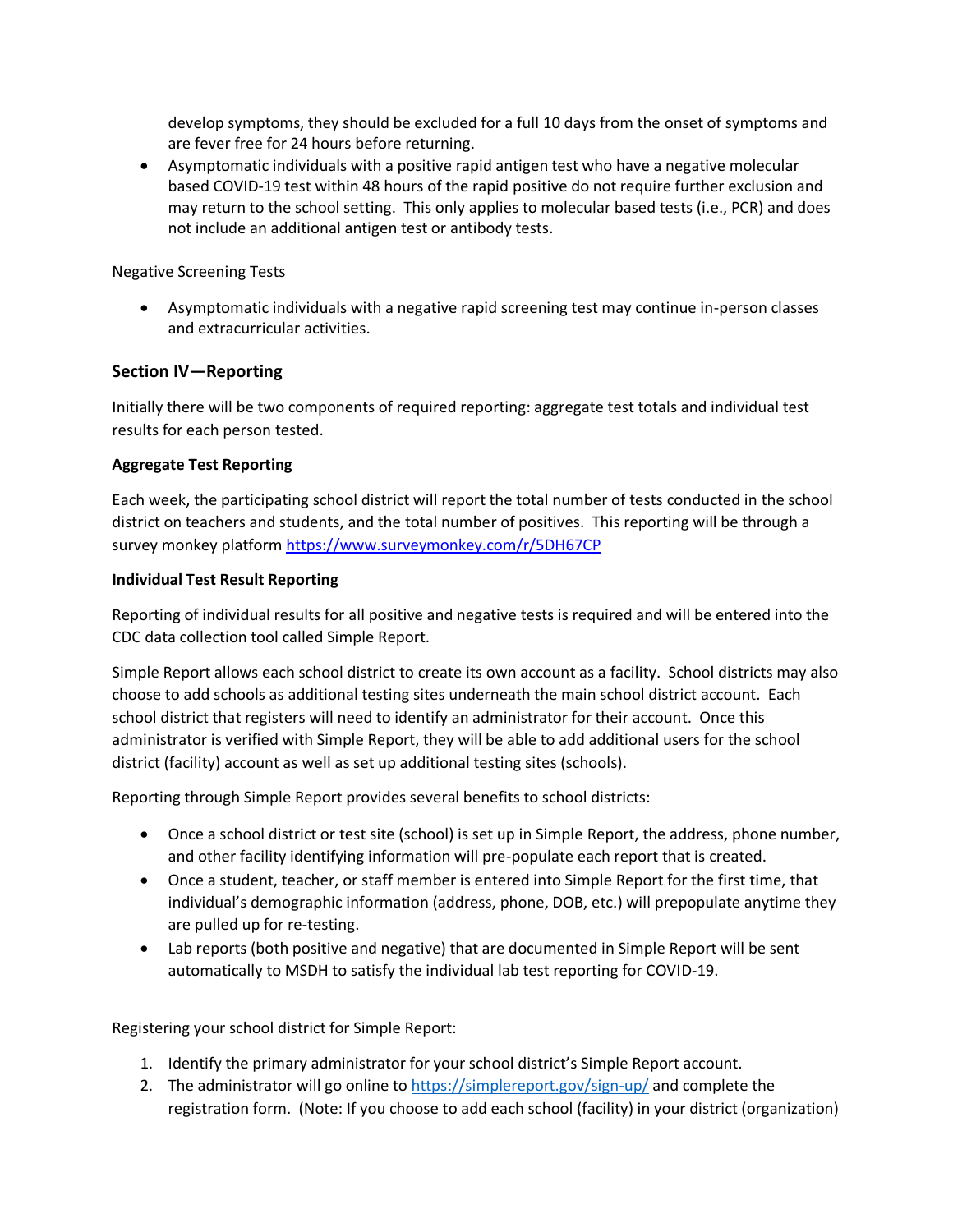develop symptoms, they should be excluded for a full 10 days from the onset of symptoms and are fever free for 24 hours before returning.

- Asymptomatic individuals with a positive rapid antigen test who have a negative molecular based COVID-19 test within 48 hours of the rapid positive do not require further exclusion and may return to the school setting. This only applies to molecular based tests (i.e., PCR) and does not include an additional antigen test or antibody tests.

Negative Screening Tests

- Asymptomatic individuals with a negative rapid screening test may continue in-person classes and extracurricular activities.

## Section IV—Reporting

Initially there will be two components of required reporting: aggregate test totals and individual test results for each person tested.

**Aggregate Test Reporting**

Each week, the participating school district will report the total number of tests conducted in the school district on teachers and students, and the total number of positives. This reporting will be through a survey monkey platform [https://www.surveymonkey.com/r/5DH67CP](https://www.surveymonkey.com/r/5DH67CP)

**Individual Test Result Reporting**

Reporting of individual results for all positive and negative tests is required and will be entered into the CDC data collection tool called Simple Report.

Simple Report allows each school district to create its own account as a facility. School districts may also choose to add schools as additional testing sites underneath the main school district account. Each school district that registers will need to identify an administrator for their account. Once this administrator is verified with Simple Report, they will be able to add additional users for the school district (facility) account as well as set up additional testing sites (schools).

Reporting through Simple Report provides several benefits to school districts:

- Once a school district or test site (school) is set up in Simple Report, the address, phone number, and other facility identifying information will pre-populate each report that is created.
- Once a student, teacher, or staff member is entered into Simple Report for the first time, that individual's demographic information (address, phone, DOB, etc.) will prepopulate anytime they are pulled up for re-testing.
- Lab reports (both positive and negative) that are documented in Simple Report will be sent automatically to MSDH to satisfy the individual lab test reporting for COVID-19.

Registering your school district for Simple Report:

1. Identify the primary administrator for your school district's Simple Report account.
2. The administrator will go online to [https://simplereport.gov/sign-up/](https://simplereport.gov/sign-up/) and complete the registration form. (Note: If you choose to add each school (facility) in your district (organization)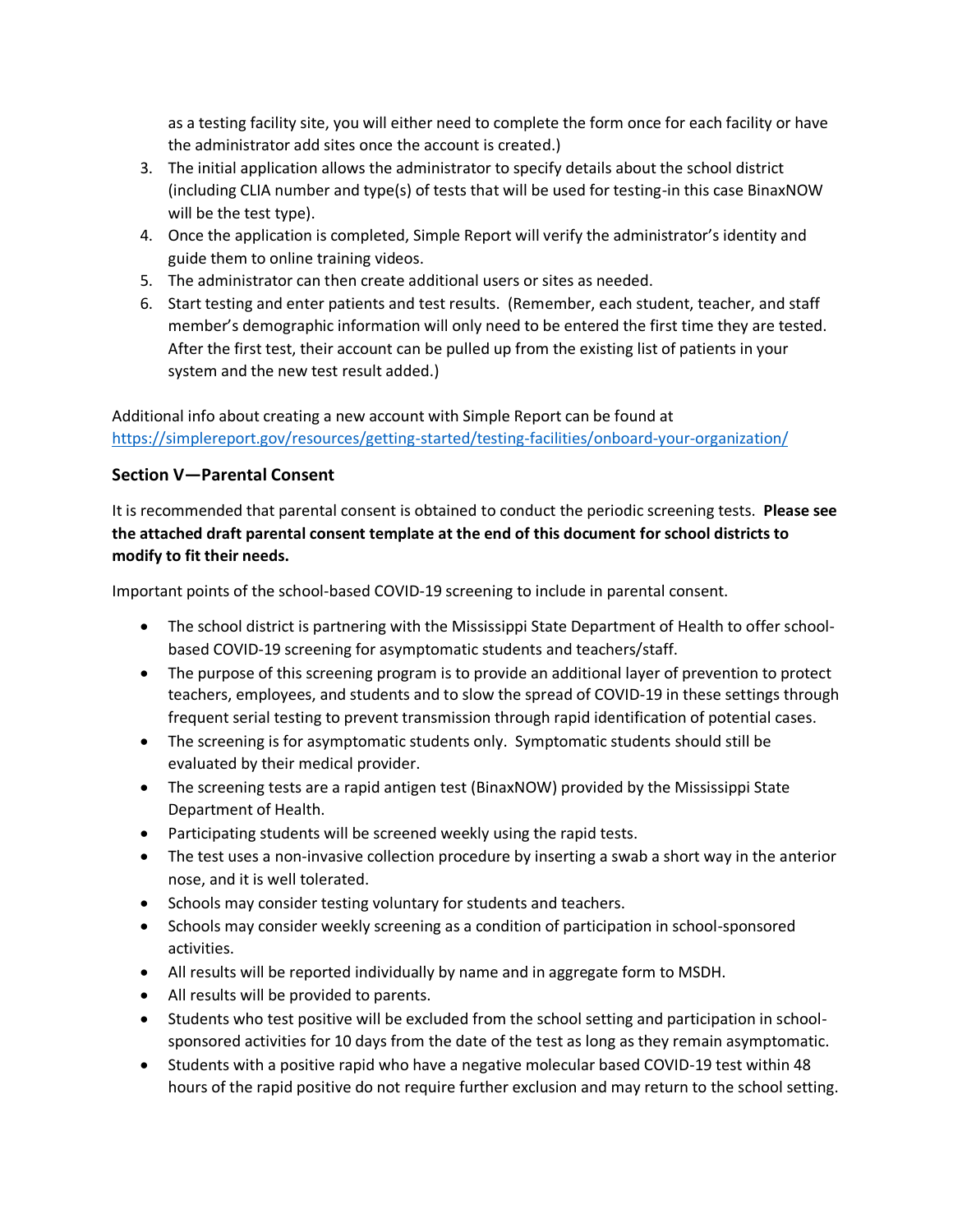as a testing facility site, you will either need to complete the form once for each facility or have the administrator add sites once the account is created.)

3. The initial application allows the administrator to specify details about the school district (including CLIA number and type(s) of tests that will be used for testing-in this case BinaxNOW will be the test type).
4. Once the application is completed, Simple Report will verify the administrator's identity and guide them to online training videos.
5. The administrator can then create additional users or sites as needed.
6. Start testing and enter patients and test results. (Remember, each student, teacher, and staff member's demographic information will only need to be entered the first time they are tested. After the first test, their account can be pulled up from the existing list of patients in your system and the new test result added.)

Additional info about creating a new account with Simple Report can be found at https://simplereport.gov/resources/getting-started/testing-facilities/onboard-your-organization/

### Section V—Parental Consent

It is recommended that parental consent is obtained to conduct the periodic screening tests. **Please see the attached draft parental consent template at the end of this document for school districts to modify to fit their needs.**

Important points of the school-based COVID-19 screening to include in parental consent.

- The school district is partnering with the Mississippi State Department of Health to offer school-based COVID-19 screening for asymptomatic students and teachers/staff.
- The purpose of this screening program is to provide an additional layer of prevention to protect teachers, employees, and students and to slow the spread of COVID-19 in these settings through frequent serial testing to prevent transmission through rapid identification of potential cases.
- The screening is for asymptomatic students only. Symptomatic students should still be evaluated by their medical provider.
- The screening tests are a rapid antigen test (BinaxNOW) provided by the Mississippi State Department of Health.
- Participating students will be screened weekly using the rapid tests.
- The test uses a non-invasive collection procedure by inserting a swab a short way in the anterior nose, and it is well tolerated.
- Schools may consider testing voluntary for students and teachers.
- Schools may consider weekly screening as a condition of participation in school-sponsored activities.
- All results will be reported individually by name and in aggregate form to MSDH.
- All results will be provided to parents.
- Students who test positive will be excluded from the school setting and participation in school-sponsored activities for 10 days from the date of the test as long as they remain asymptomatic.
- Students with a positive rapid who have a negative molecular based COVID-19 test within 48 hours of the rapid positive do not require further exclusion and may return to the school setting.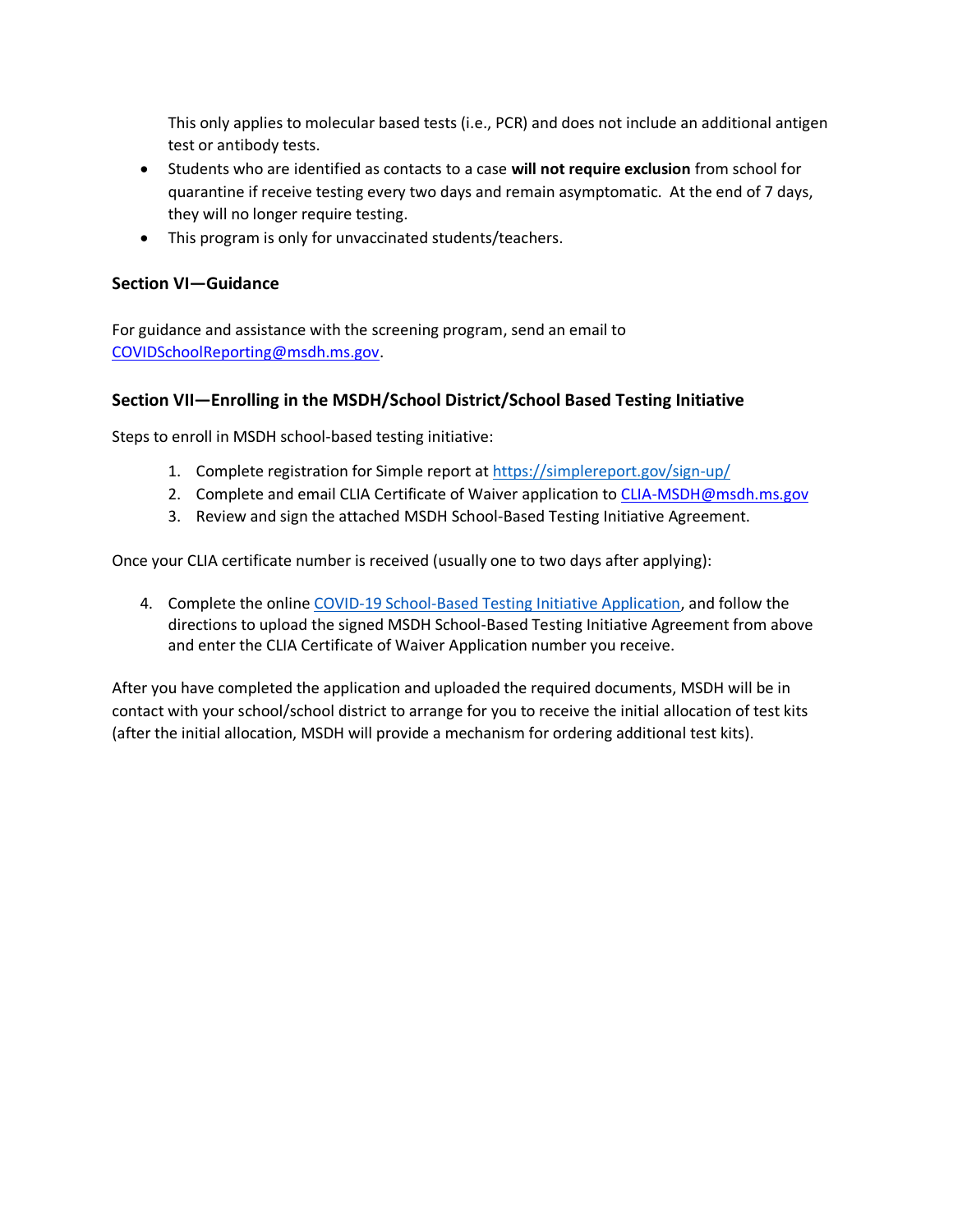This only applies to molecular based tests (i.e., PCR) and does not include an additional antigen test or antibody tests.

- Students who are identified as contacts to a case **will not require exclusion** from school for quarantine if receive testing every two days and remain asymptomatic. At the end of 7 days, they will no longer require testing.
- This program is only for unvaccinated students/teachers.

### Section VI—Guidance

For guidance and assistance with the screening program, send an email to [COVIDSchoolReporting@msdh.ms.gov](mailto:COVIDSchoolReporting@msdh.ms.gov).

### Section VII—Enrolling in the MSDH/School District/School Based Testing Initiative

Steps to enroll in MSDH school-based testing initiative:

1. Complete registration for Simple report at [https://simplereport.gov/sign-up/](https://simplereport.gov/sign-up/)
2. Complete and email CLIA Certificate of Waiver application to [CLIA-MSDH@msdh.ms.gov](mailto:CLIA-MSDH@msdh.ms.gov)
3. Review and sign the attached MSDH School-Based Testing Initiative Agreement.

Once your CLIA certificate number is received (usually one to two days after applying):

4. Complete the online COVID-19 School-Based Testing Initiative Application, and follow the directions to upload the signed MSDH School-Based Testing Initiative Agreement from above and enter the CLIA Certificate of Waiver Application number you receive.

After you have completed the application and uploaded the required documents, MSDH will be in contact with your school/school district to arrange for you to receive the initial allocation of test kits (after the initial allocation, MSDH will provide a mechanism for ordering additional test kits).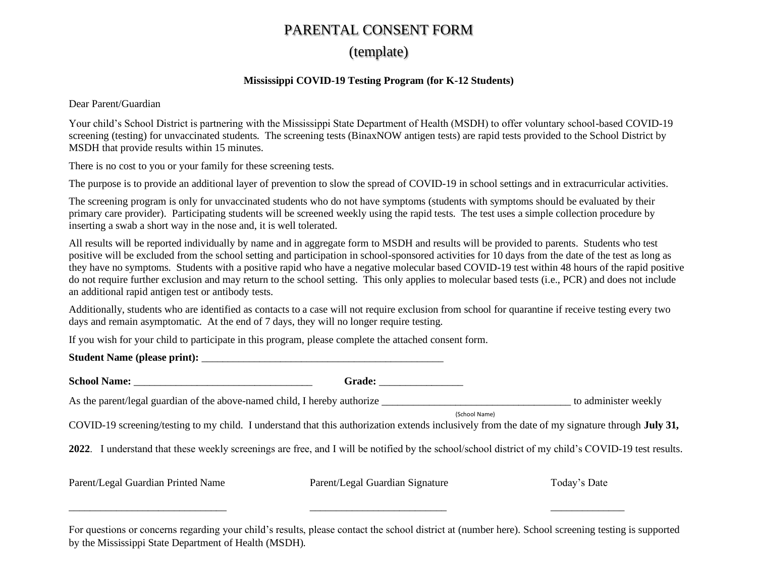# PARENTAL CONSENT FORM

## (template)

**Mississippi COVID-19 Testing Program (for K-12 Students)**

Dear Parent/Guardian

Your child's School District is partnering with the Mississippi State Department of Health (MSDH) to offer voluntary school-based COVID-19 screening (testing) for unvaccinated students. The screening tests (BinaxNOW antigen tests) are rapid tests provided to the School District by MSDH that provide results within 15 minutes.

There is no cost to you or your family for these screening tests.

The purpose is to provide an additional layer of prevention to slow the spread of COVID-19 in school settings and in extracurricular activities.

The screening program is only for unvaccinated students who do not have symptoms (students with symptoms should be evaluated by their primary care provider). Participating students will be screened weekly using the rapid tests. The test uses a simple collection procedure by inserting a swab a short way in the nose and, it is well tolerated.

All results will be reported individually by name and in aggregate form to MSDH and results will be provided to parents. Students who test positive will be excluded from the school setting and participation in school-sponsored activities for 10 days from the date of the test as long as they have no symptoms. Students with a positive rapid who have a negative molecular based COVID-19 test within 48 hours of the rapid positive do not require further exclusion and may return to the school setting. This only applies to molecular based tests (i.e., PCR) and does not include an additional rapid antigen test or antibody tests.

Additionally, students who are identified as contacts to a case will not require exclusion from school for quarantine if receive testing every two days and remain asymptomatic. At the end of 7 days, they will no longer require testing.

If you wish for your child to participate in this program, please complete the attached consent form.

**Student Name (please print):** _______________________________________________

**School Name:** _________________________________ **Grade:** ________________

As the parent/legal guardian of the above-named child, I hereby authorize ____________________________________ to administer weekly
(School Name)

COVID-19 screening/testing to my child. I understand that this authorization extends inclusively from the date of my signature through **July 31, 2022**. I understand that these weekly screenings are free, and I will be notified by the school/school district of my child's COVID-19 test results.

Parent/Legal Guardian Printed Name ______________________________

Parent/Legal Guardian Signature __________________________

Today's Date ______________

For questions or concerns regarding your child's results, please contact the school district at (number here). School screening testing is supported by the Mississippi State Department of Health (MSDH).